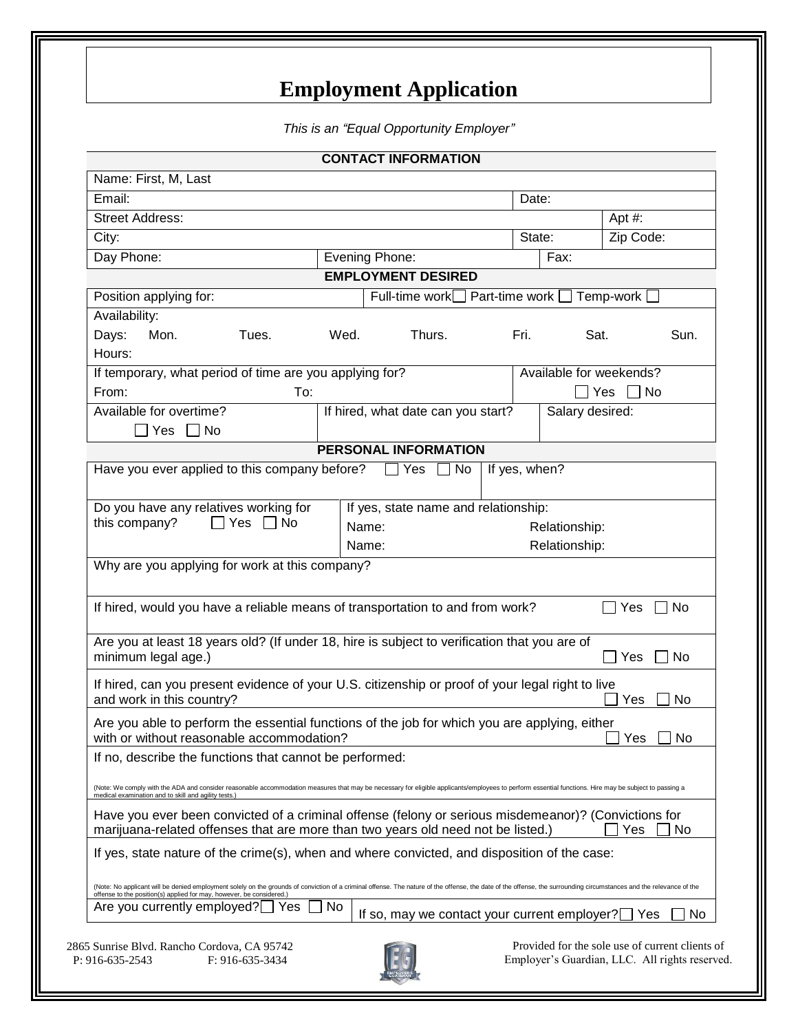# Employment Application

*This is an "Equal Opportunity Employer"*

## CONTACT INFORMATION

| | | | |
|---|---|---|---|
| Name: First, M, Last | | | |
| Email: | | Date: | |
| Street Address: | | | Apt #: |
| City: | | State: | Zip Code: |
| Day Phone: | Evening Phone: | Fax: | |

## EMPLOYMENT DESIRED

| | |
|---|---|
| Position applying for: | Full-time work ☐ Part-time work ☐ Temp-work ☐ |

Availability:

Days: Mon. Tues. Wed. Thurs. Fri. Sat. Sun.

Hours:

| | | |
|---|---|---|
| If temporary, what period of time are you applying for? From: To: | | Available for weekends? ☐ Yes ☐ No |
| Available for overtime? ☐ Yes ☐ No | If hired, what date can you start? | Salary desired: |

## PERSONAL INFORMATION

| | |
|---|---|
| Have you ever applied to this company before? ☐ Yes ☐ No | If yes, when? |
| Do you have any relatives working for this company? ☐ Yes ☐ No | If yes, state name and relationship:<br>Name: Relationship:<br>Name: Relationship: |

Why are you applying for work at this company?

If hired, would you have a reliable means of transportation to and from work? ☐ Yes ☐ No

Are you at least 18 years old? (If under 18, hire is subject to verification that you are of minimum legal age.) ☐ Yes ☐ No

If hired, can you present evidence of your U.S. citizenship or proof of your legal right to live and work in this country? ☐ Yes ☐ No

Are you able to perform the essential functions of the job for which you are applying, either with or without reasonable accommodation? ☐ Yes ☐ No

If no, describe the functions that cannot be performed:

(Note: We comply with the ADA and consider reasonable accommodation measures that may be necessary for eligible applicants/employees to perform essential functions. Hire may be subject to passing a medical examination and to skill and agility tests.)

Have you ever been convicted of a criminal offense (felony or serious misdemeanor)? (Convictions for marijuana-related offenses that are more than two years old need not be listed.) ☐ Yes ☐ No

If yes, state nature of the crime(s), when and where convicted, and disposition of the case:

(Note: No applicant will be denied employment solely on the grounds of conviction of a criminal offense. The nature of the offense, the date of the offense, the surrounding circumstances and the relevance of the offense to the position(s) applied for may, however, be considered.)

| | |
|---|---|
| Are you currently employed? ☐ Yes ☐ No | If so, may we contact your current employer? ☐ Yes ☐ No |

2865 Sunrise Blvd. Rancho Cordova, CA 95742
P: 916-635-2543 F: 916-635-3434

Provided for the sole use of current clients of Employer's Guardian, LLC. All rights reserved.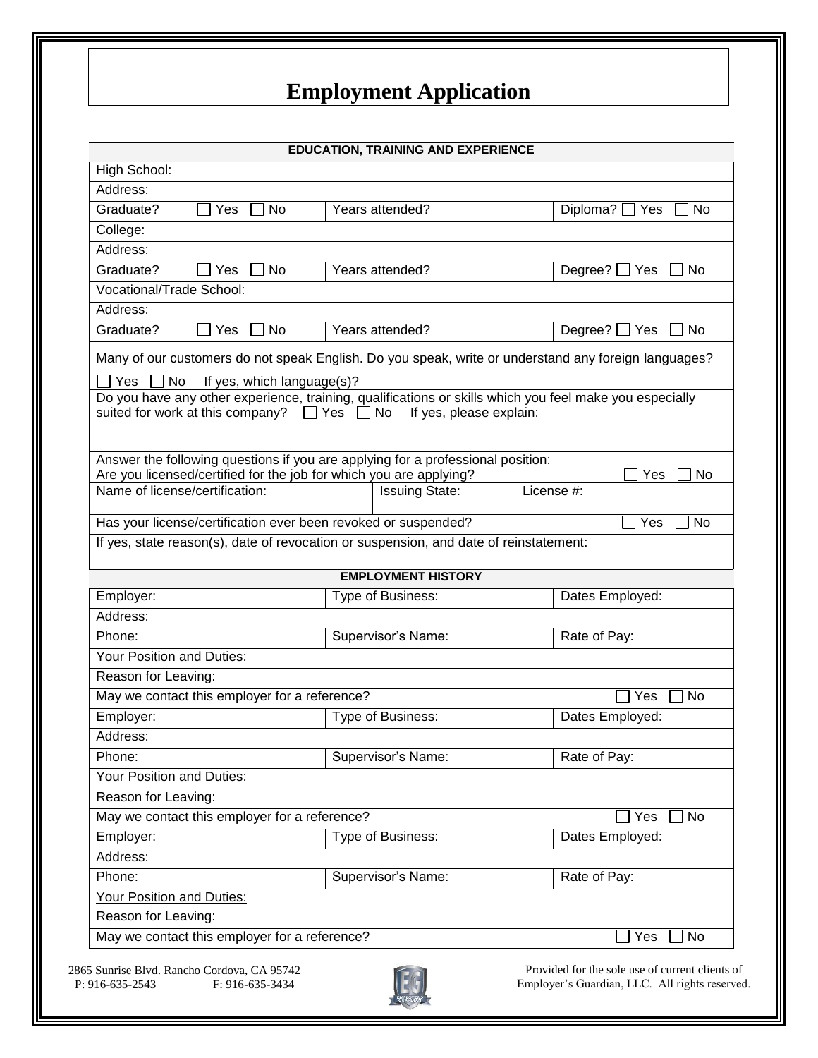# Employment Application

| EDUCATION, TRAINING AND EXPERIENCE | | |
|---|---|---|
| High School: | | |
| Address: | | |
| Graduate? ☐ Yes ☐ No | Years attended? | Diploma? ☐ Yes ☐ No |
| College: | | |
| Address: | | |
| Graduate? ☐ Yes ☐ No | Years attended? | Degree? ☐ Yes ☐ No |
| Vocational/Trade School: | | |
| Address: | | |
| Graduate? ☐ Yes ☐ No | Years attended? | Degree? ☐ Yes ☐ No |

Many of our customers do not speak English. Do you speak, write or understand any foreign languages?

☐ Yes ☐ No If yes, which language(s)?

Do you have any other experience, training, qualifications or skills which you feel make you especially suited for work at this company? ☐ Yes ☐ No If yes, please explain:

Answer the following questions if you are applying for a professional position:

Are you licensed/certified for the job for which you are applying? ☐ Yes ☐ No

| Name of license/certification: | Issuing State: | License #: |
|---|---|---|

Has your license/certification ever been revoked or suspended? ☐ Yes ☐ No

If yes, state reason(s), date of revocation or suspension, and date of reinstatement:

| EMPLOYMENT HISTORY | | |
|---|---|---|
| Employer: | Type of Business: | Dates Employed: |
| Address: | | |
| Phone: | Supervisor's Name: | Rate of Pay: |
| Your Position and Duties: | | |
| Reason for Leaving: | | |
| May we contact this employer for a reference? | | ☐ Yes ☐ No |
| Employer: | Type of Business: | Dates Employed: |
| Address: | | |
| Phone: | Supervisor's Name: | Rate of Pay: |
| Your Position and Duties: | | |
| Reason for Leaving: | | |
| May we contact this employer for a reference? | | ☐ Yes ☐ No |
| Employer: | Type of Business: | Dates Employed: |
| Address: | | |
| Phone: | Supervisor's Name: | Rate of Pay: |
| Your Position and Duties: | | |
| Reason for Leaving: | | |
| May we contact this employer for a reference? | | ☐ Yes ☐ No |

2865 Sunrise Blvd. Rancho Cordova, CA 95742
P: 916-635-2543 F: 916-635-3434

Provided for the sole use of current clients of Employer's Guardian, LLC. All rights reserved.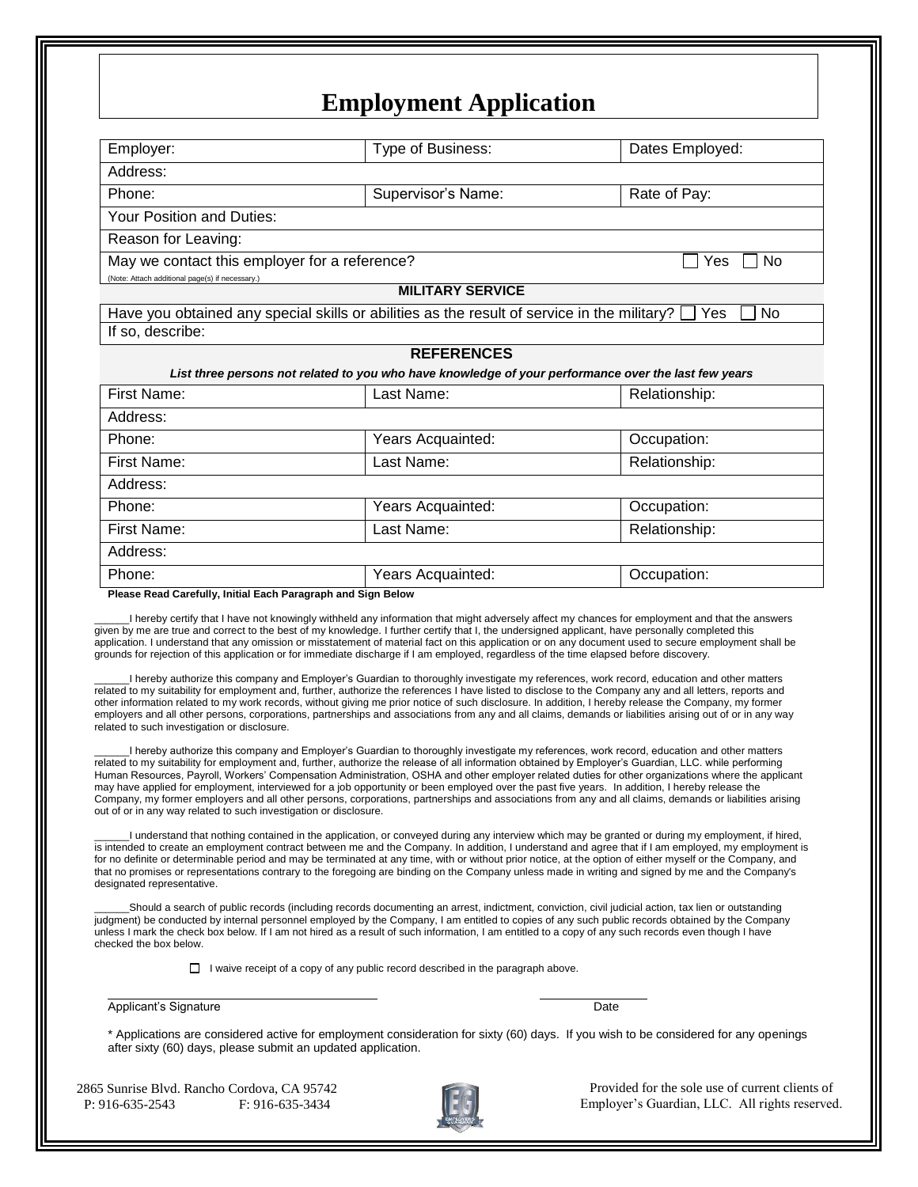# Employment Application

| | | |
|---|---|---|
| Employer: | Type of Business: | Dates Employed: |
| Address: | | |
| Phone: | Supervisor's Name: | Rate of Pay: |
| Your Position and Duties: | | |
| Reason for Leaving: | | |
| May we contact this employer for a reference? | | ☐ Yes ☐ No |

(Note: Attach additional page(s) if necessary.)

**MILITARY SERVICE**

| | |
|---|---|
| Have you obtained any special skills or abilities as the result of service in the military? | ☐ Yes ☐ No |
| If so, describe: | |

**REFERENCES**

***List three persons not related to you who have knowledge of your performance over the last few years***

| | | |
|---|---|---|
| First Name: | Last Name: | Relationship: |
| Address: | | |
| Phone: | Years Acquainted: | Occupation: |
| First Name: | Last Name: | Relationship: |
| Address: | | |
| Phone: | Years Acquainted: | Occupation: |
| First Name: | Last Name: | Relationship: |
| Address: | | |
| Phone: | Years Acquainted: | Occupation: |

**Please Read Carefully, Initial Each Paragraph and Sign Below**

______I hereby certify that I have not knowingly withheld any information that might adversely affect my chances for employment and that the answers given by me are true and correct to the best of my knowledge. I further certify that I, the undersigned applicant, have personally completed this application. I understand that any omission or misstatement of material fact on this application or on any document used to secure employment shall be grounds for rejection of this application or for immediate discharge if I am employed, regardless of the time elapsed before discovery.

______I hereby authorize this company and Employer's Guardian to thoroughly investigate my references, work record, education and other matters related to my suitability for employment and, further, authorize the references I have listed to disclose to the Company any and all letters, reports and other information related to my work records, without giving me prior notice of such disclosure. In addition, I hereby release the Company, my former employers and all other persons, corporations, partnerships and associations from any and all claims, demands or liabilities arising out of or in any way related to such investigation or disclosure.

______I hereby authorize this company and Employer's Guardian to thoroughly investigate my references, work record, education and other matters related to my suitability for employment and, further, authorize the release of all information obtained by Employer's Guardian, LLC. while performing Human Resources, Payroll, Workers' Compensation Administration, OSHA and other employer related duties for other organizations where the applicant may have applied for employment, interviewed for a job opportunity or been employed over the past five years. In addition, I hereby release the Company, my former employers and all other persons, corporations, partnerships and associations from any and all claims, demands or liabilities arising out of or in any way related to such investigation or disclosure.

______I understand that nothing contained in the application, or conveyed during any interview which may be granted or during my employment, if hired, is intended to create an employment contract between me and the Company. In addition, I understand and agree that if I am employed, my employment is for no definite or determinable period and may be terminated at any time, with or without prior notice, at the option of either myself or the Company, and that no promises or representations contrary to the foregoing are binding on the Company unless made in writing and signed by me and the Company's designated representative.

______Should a search of public records (including records documenting an arrest, indictment, conviction, civil judicial action, tax lien or outstanding judgment) be conducted by internal personnel employed by the Company, I am entitled to copies of any such public records obtained by the Company unless I mark the check box below. If I am not hired as a result of such information, I am entitled to a copy of any such records even though I have checked the box below.

☐ I waive receipt of a copy of any public record described in the paragraph above.

______________________________ Applicant's Signature

______________ Date

\* Applications are considered active for employment consideration for sixty (60) days. If you wish to be considered for any openings after sixty (60) days, please submit an updated application.

2865 Sunrise Blvd. Rancho Cordova, CA 95742
P: 916-635-2543 F: 916-635-3434

Provided for the sole use of current clients of Employer's Guardian, LLC. All rights reserved.